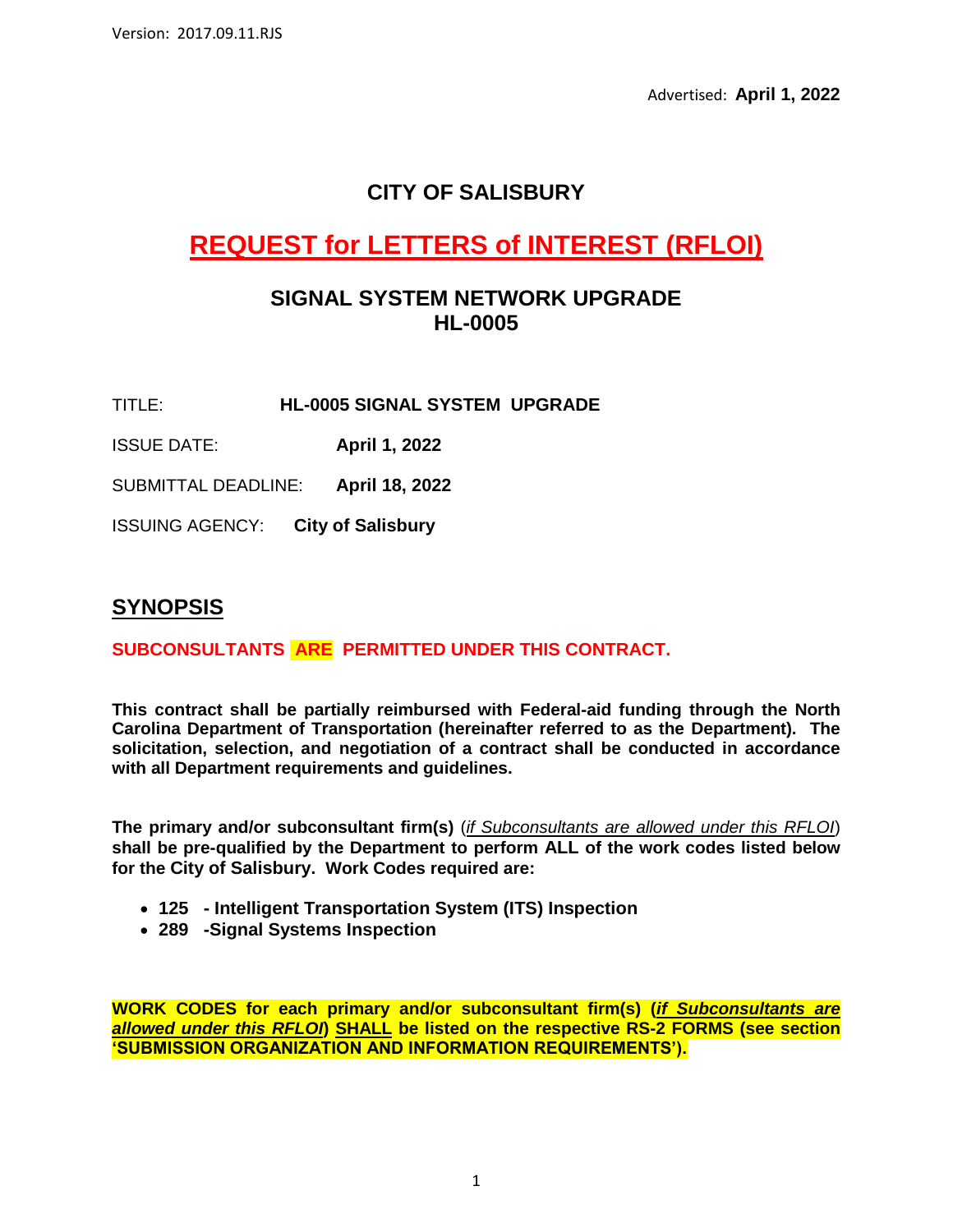Version: 2017.09.11.RJS

Advertised: **April 1, 2022**

# CITY OF SALISBURY

# REQUEST for LETTERS of INTEREST (RFLOI)

## SIGNAL SYSTEM NETWORK UPGRADE
## HL-0005

TITLE: **HL-0005 SIGNAL SYSTEM UPGRADE**

ISSUE DATE: **April 1, 2022**

SUBMITTAL DEADLINE: **April 18, 2022**

ISSUING AGENCY: **City of Salisbury**

## SYNOPSIS

**SUBCONSULTANTS ARE PERMITTED UNDER THIS CONTRACT.**

**This contract shall be partially reimbursed with Federal-aid funding through the North Carolina Department of Transportation (hereinafter referred to as the Department). The solicitation, selection, and negotiation of a contract shall be conducted in accordance with all Department requirements and guidelines.**

**The primary and/or subconsultant firm(s)** (*if Subconsultants are allowed under this RFLOI*) **shall be pre-qualified by the Department to perform ALL of the work codes listed below for the City of Salisbury. Work Codes required are:**

- **125 - Intelligent Transportation System (ITS) Inspection**
- **289 -Signal Systems Inspection**

**WORK CODES for each primary and/or subconsultant firm(s) (*if Subconsultants are allowed under this RFLOI*) SHALL be listed on the respective RS-2 FORMS (see section 'SUBMISSION ORGANIZATION AND INFORMATION REQUIREMENTS').**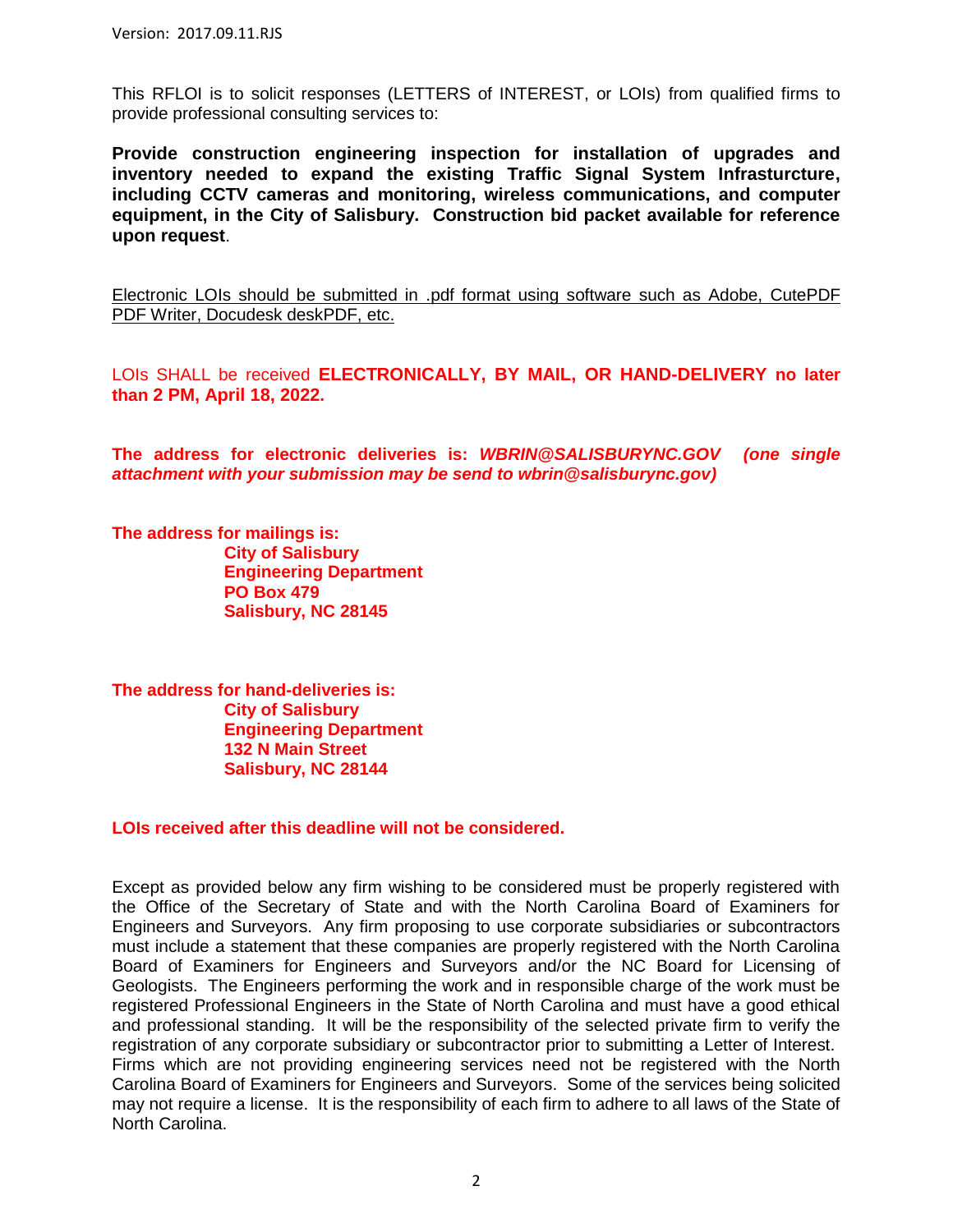This RFLOI is to solicit responses (LETTERS of INTEREST, or LOIs) from qualified firms to provide professional consulting services to:

**Provide construction engineering inspection for installation of upgrades and inventory needed to expand the existing Traffic Signal System Infrasturcture, including CCTV cameras and monitoring, wireless communications, and computer equipment, in the City of Salisbury. Construction bid packet available for reference upon request**.

<u>Electronic LOIs should be submitted in .pdf format using software such as Adobe, CutePDF PDF Writer, Docudesk deskPDF, etc.</u>

LOIs SHALL be received **ELECTRONICALLY, BY MAIL, OR HAND-DELIVERY no later than 2 PM, April 18, 2022.**

**The address for electronic deliveries is: *WBRIN@SALISBURYNC.GOV (one single attachment with your submission may be send to wbrin@salisburync.gov)***

**The address for mailings is:**

**City of Salisbury**
**Engineering Department**
**PO Box 479**
**Salisbury, NC 28145**

**The address for hand-deliveries is:**

**City of Salisbury**
**Engineering Department**
**132 N Main Street**
**Salisbury, NC 28144**

**LOIs received after this deadline will not be considered.**

Except as provided below any firm wishing to be considered must be properly registered with the Office of the Secretary of State and with the North Carolina Board of Examiners for Engineers and Surveyors. Any firm proposing to use corporate subsidiaries or subcontractors must include a statement that these companies are properly registered with the North Carolina Board of Examiners for Engineers and Surveyors and/or the NC Board for Licensing of Geologists. The Engineers performing the work and in responsible charge of the work must be registered Professional Engineers in the State of North Carolina and must have a good ethical and professional standing. It will be the responsibility of the selected private firm to verify the registration of any corporate subsidiary or subcontractor prior to submitting a Letter of Interest. Firms which are not providing engineering services need not be registered with the North Carolina Board of Examiners for Engineers and Surveyors. Some of the services being solicited may not require a license. It is the responsibility of each firm to adhere to all laws of the State of North Carolina.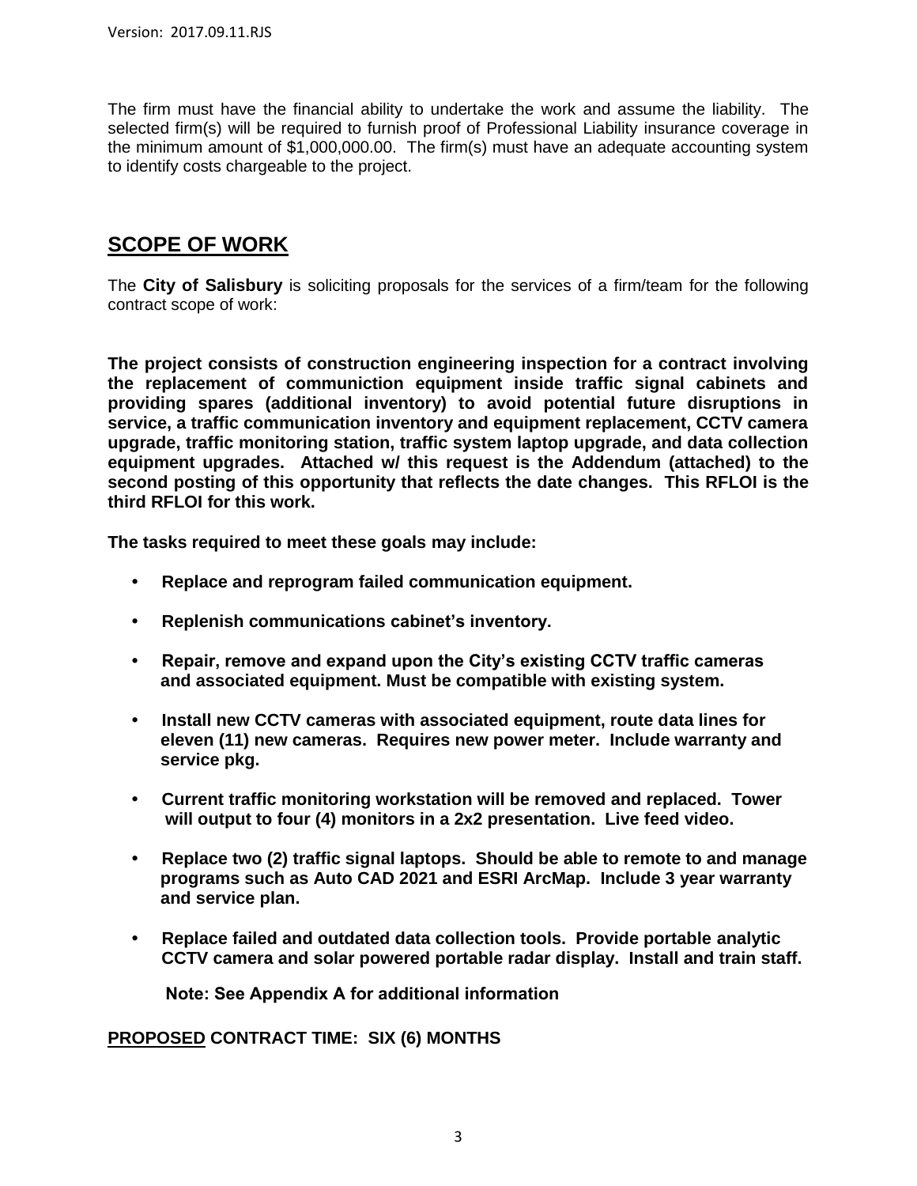The firm must have the financial ability to undertake the work and assume the liability. The selected firm(s) will be required to furnish proof of Professional Liability insurance coverage in the minimum amount of $1,000,000.00. The firm(s) must have an adequate accounting system to identify costs chargeable to the project.

## SCOPE OF WORK

The **City of Salisbury** is soliciting proposals for the services of a firm/team for the following contract scope of work:

**The project consists of construction engineering inspection for a contract involving the replacement of communiction equipment inside traffic signal cabinets and providing spares (additional inventory) to avoid potential future disruptions in service, a traffic communication inventory and equipment replacement, CCTV camera upgrade, traffic monitoring station, traffic system laptop upgrade, and data collection equipment upgrades. Attached w/ this request is the Addendum (attached) to the second posting of this opportunity that reflects the date changes. This RFLOI is the third RFLOI for this work.**

**The tasks required to meet these goals may include:**

- **Replace and reprogram failed communication equipment.**
- **Replenish communications cabinet's inventory.**
- **Repair, remove and expand upon the City's existing CCTV traffic cameras and associated equipment. Must be compatible with existing system.**
- **Install new CCTV cameras with associated equipment, route data lines for eleven (11) new cameras. Requires new power meter. Include warranty and service pkg.**
- **Current traffic monitoring workstation will be removed and replaced. Tower will output to four (4) monitors in a 2x2 presentation. Live feed video.**
- **Replace two (2) traffic signal laptops. Should be able to remote to and manage programs such as Auto CAD 2021 and ESRI ArcMap. Include 3 year warranty and service plan.**
- **Replace failed and outdated data collection tools. Provide portable analytic CCTV camera and solar powered portable radar display. Install and train staff.**

**Note: See Appendix A for additional information**

**<u>PROPOSED</u> CONTRACT TIME: SIX (6) MONTHS**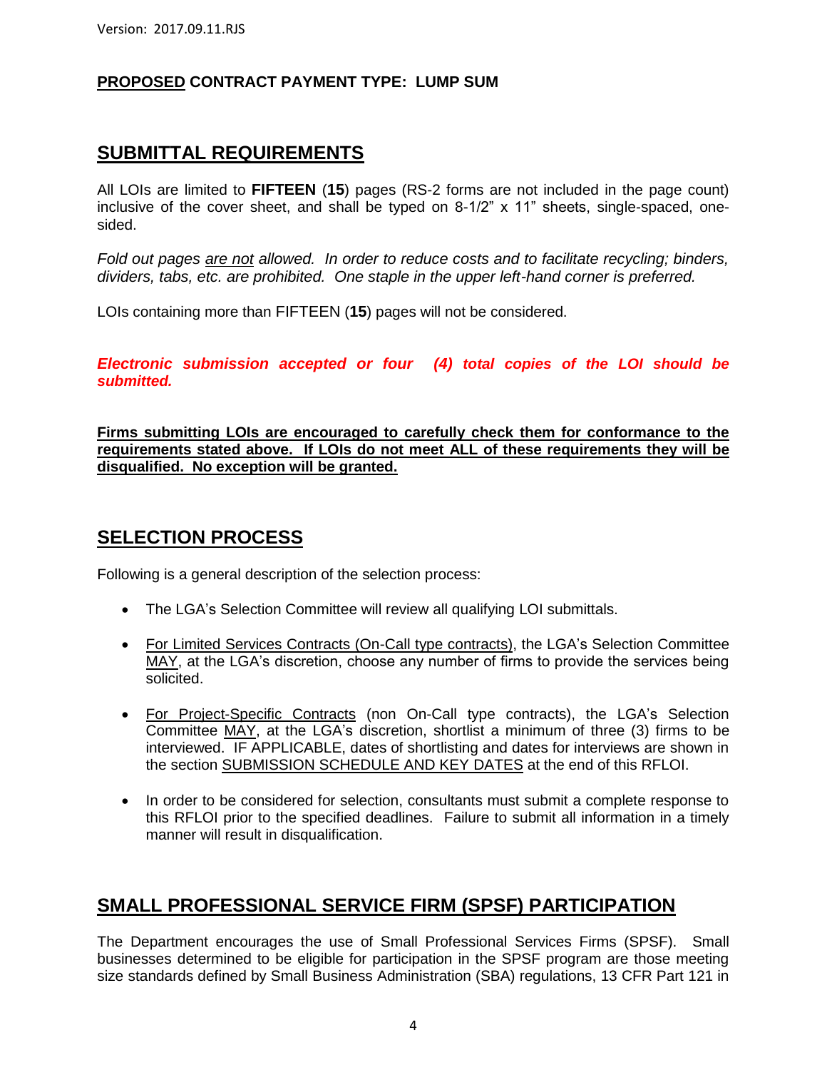**PROPOSED CONTRACT PAYMENT TYPE: LUMP SUM**

## SUBMITTAL REQUIREMENTS

All LOIs are limited to **FIFTEEN** (**15**) pages (RS-2 forms are not included in the page count) inclusive of the cover sheet, and shall be typed on 8-1/2" x 11" sheets, single-spaced, one-sided.

*Fold out pages are not allowed. In order to reduce costs and to facilitate recycling; binders, dividers, tabs, etc. are prohibited. One staple in the upper left-hand corner is preferred.*

LOIs containing more than FIFTEEN (**15**) pages will not be considered.

***Electronic submission accepted or four (4) total copies of the LOI should be submitted.***

**Firms submitting LOIs are encouraged to carefully check them for conformance to the requirements stated above. If LOIs do not meet ALL of these requirements they will be disqualified. No exception will be granted.**

## SELECTION PROCESS

Following is a general description of the selection process:

- The LGA's Selection Committee will review all qualifying LOI submittals.
- For Limited Services Contracts (On-Call type contracts), the LGA's Selection Committee MAY, at the LGA's discretion, choose any number of firms to provide the services being solicited.
- For Project-Specific Contracts (non On-Call type contracts), the LGA's Selection Committee MAY, at the LGA's discretion, shortlist a minimum of three (3) firms to be interviewed. IF APPLICABLE, dates of shortlisting and dates for interviews are shown in the section SUBMISSION SCHEDULE AND KEY DATES at the end of this RFLOI.
- In order to be considered for selection, consultants must submit a complete response to this RFLOI prior to the specified deadlines. Failure to submit all information in a timely manner will result in disqualification.

## SMALL PROFESSIONAL SERVICE FIRM (SPSF) PARTICIPATION

The Department encourages the use of Small Professional Services Firms (SPSF). Small businesses determined to be eligible for participation in the SPSF program are those meeting size standards defined by Small Business Administration (SBA) regulations, 13 CFR Part 121 in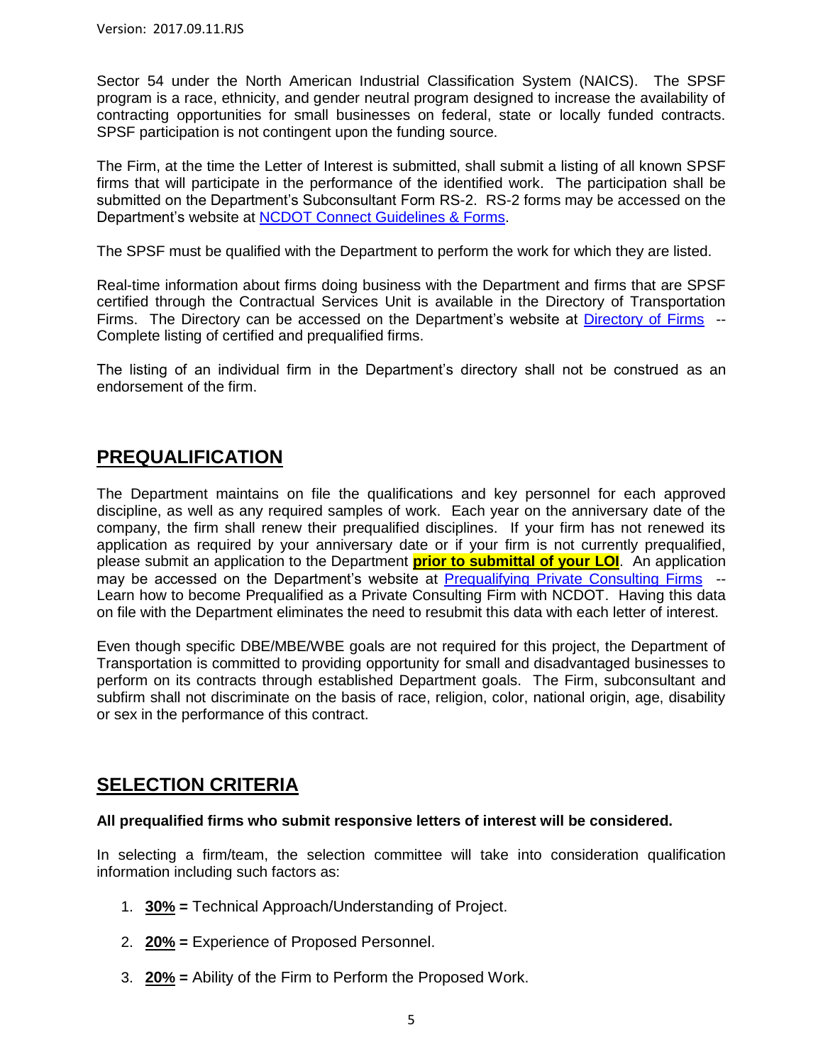Sector 54 under the North American Industrial Classification System (NAICS). The SPSF program is a race, ethnicity, and gender neutral program designed to increase the availability of contracting opportunities for small businesses on federal, state or locally funded contracts. SPSF participation is not contingent upon the funding source.

The Firm, at the time the Letter of Interest is submitted, shall submit a listing of all known SPSF firms that will participate in the performance of the identified work. The participation shall be submitted on the Department's Subconsultant Form RS-2. RS-2 forms may be accessed on the Department's website at NCDOT Connect Guidelines & Forms.

The SPSF must be qualified with the Department to perform the work for which they are listed.

Real-time information about firms doing business with the Department and firms that are SPSF certified through the Contractual Services Unit is available in the Directory of Transportation Firms. The Directory can be accessed on the Department's website at Directory of Firms -- Complete listing of certified and prequalified firms.

The listing of an individual firm in the Department's directory shall not be construed as an endorsement of the firm.

## PREQUALIFICATION

The Department maintains on file the qualifications and key personnel for each approved discipline, as well as any required samples of work. Each year on the anniversary date of the company, the firm shall renew their prequalified disciplines. If your firm has not renewed its application as required by your anniversary date or if your firm is not currently prequalified, please submit an application to the Department **prior to submittal of your LOI**. An application may be accessed on the Department's website at Prequalifying Private Consulting Firms -- Learn how to become Prequalified as a Private Consulting Firm with NCDOT. Having this data on file with the Department eliminates the need to resubmit this data with each letter of interest.

Even though specific DBE/MBE/WBE goals are not required for this project, the Department of Transportation is committed to providing opportunity for small and disadvantaged businesses to perform on its contracts through established Department goals. The Firm, subconsultant and subfirm shall not discriminate on the basis of race, religion, color, national origin, age, disability or sex in the performance of this contract.

## SELECTION CRITERIA

**All prequalified firms who submit responsive letters of interest will be considered.**

In selecting a firm/team, the selection committee will take into consideration qualification information including such factors as:

1. **30% =** Technical Approach/Understanding of Project.
2. **20% =** Experience of Proposed Personnel.
3. **20% =** Ability of the Firm to Perform the Proposed Work.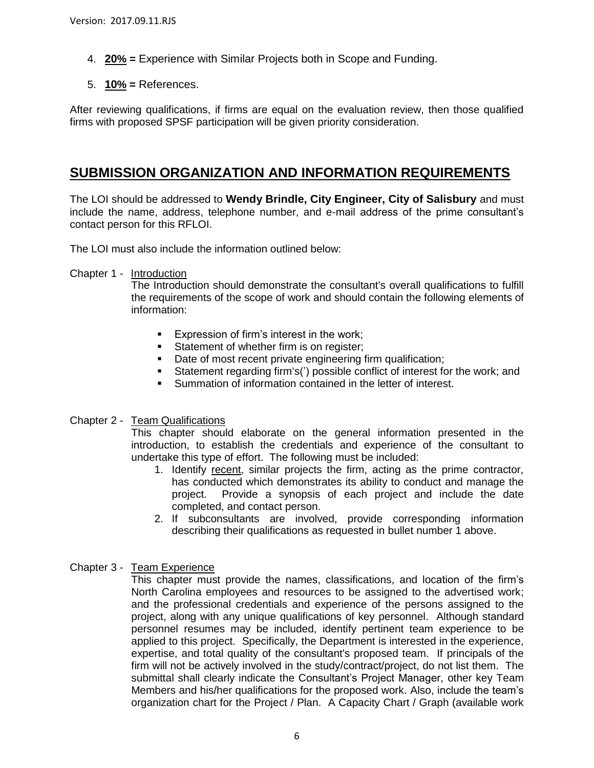4. **20% =** Experience with Similar Projects both in Scope and Funding.
5. **10% =** References.

After reviewing qualifications, if firms are equal on the evaluation review, then those qualified firms with proposed SPSF participation will be given priority consideration.

## SUBMISSION ORGANIZATION AND INFORMATION REQUIREMENTS

The LOI should be addressed to **Wendy Brindle, City Engineer, City of Salisbury** and must include the name, address, telephone number, and e-mail address of the prime consultant's contact person for this RFLOI.

The LOI must also include the information outlined below:

Chapter 1 - Introduction

The Introduction should demonstrate the consultant's overall qualifications to fulfill the requirements of the scope of work and should contain the following elements of information:

- Expression of firm's interest in the work;
- Statement of whether firm is on register;
- Date of most recent private engineering firm qualification;
- Statement regarding firm's(') possible conflict of interest for the work; and
- Summation of information contained in the letter of interest.

Chapter 2 - Team Qualifications

This chapter should elaborate on the general information presented in the introduction, to establish the credentials and experience of the consultant to undertake this type of effort. The following must be included:

1. Identify recent, similar projects the firm, acting as the prime contractor, has conducted which demonstrates its ability to conduct and manage the project. Provide a synopsis of each project and include the date completed, and contact person.
2. If subconsultants are involved, provide corresponding information describing their qualifications as requested in bullet number 1 above.

Chapter 3 - Team Experience

This chapter must provide the names, classifications, and location of the firm's North Carolina employees and resources to be assigned to the advertised work; and the professional credentials and experience of the persons assigned to the project, along with any unique qualifications of key personnel. Although standard personnel resumes may be included, identify pertinent team experience to be applied to this project. Specifically, the Department is interested in the experience, expertise, and total quality of the consultant's proposed team. If principals of the firm will not be actively involved in the study/contract/project, do not list them. The submittal shall clearly indicate the Consultant's Project Manager, other key Team Members and his/her qualifications for the proposed work. Also, include the team's organization chart for the Project / Plan. A Capacity Chart / Graph (available work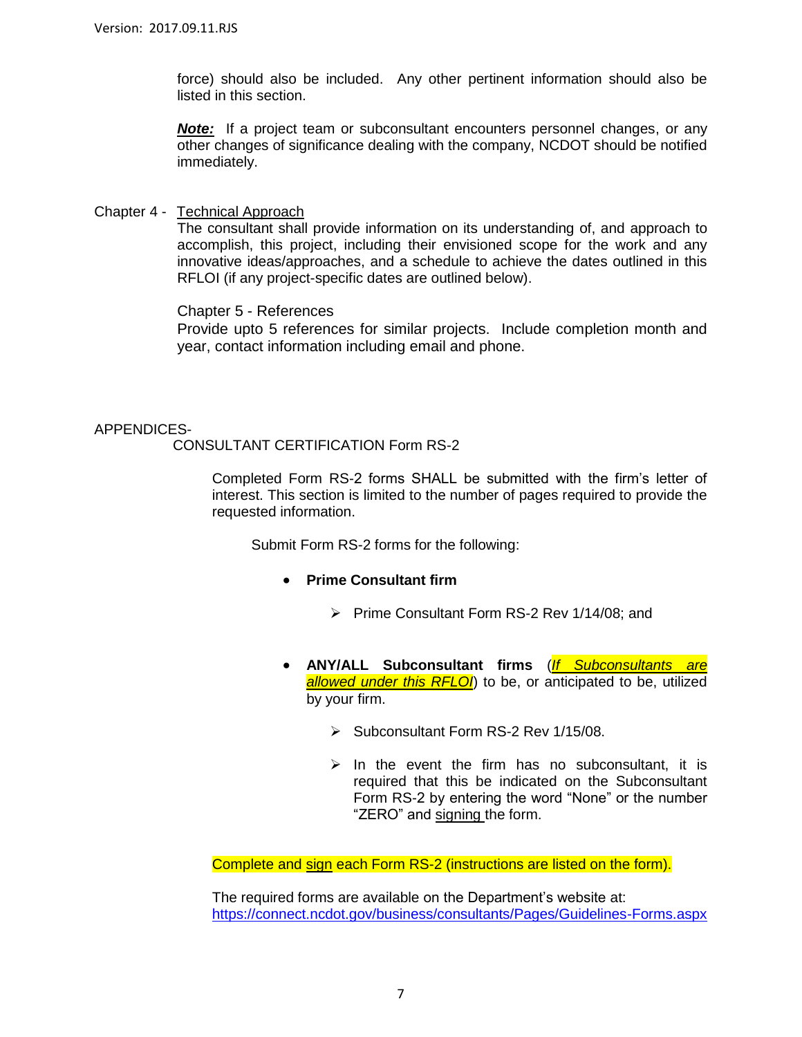force) should also be included. Any other pertinent information should also be listed in this section.

***Note:*** If a project team or subconsultant encounters personnel changes, or any other changes of significance dealing with the company, NCDOT should be notified immediately.

Chapter 4 - Technical Approach

The consultant shall provide information on its understanding of, and approach to accomplish, this project, including their envisioned scope for the work and any innovative ideas/approaches, and a schedule to achieve the dates outlined in this RFLOI (if any project-specific dates are outlined below).

Chapter 5 - References

Provide upto 5 references for similar projects. Include completion month and year, contact information including email and phone.

APPENDICES-

CONSULTANT CERTIFICATION Form RS-2

Completed Form RS-2 forms SHALL be submitted with the firm's letter of interest. This section is limited to the number of pages required to provide the requested information.

Submit Form RS-2 forms for the following:

- **Prime Consultant firm**
  - Prime Consultant Form RS-2 Rev 1/14/08; and
- **ANY/ALL Subconsultant firms** (*If Subconsultants are allowed under this RFLOI*) to be, or anticipated to be, utilized by your firm.
  - Subconsultant Form RS-2 Rev 1/15/08.
  - In the event the firm has no subconsultant, it is required that this be indicated on the Subconsultant Form RS-2 by entering the word "None" or the number "ZERO" and signing the form.

Complete and sign each Form RS-2 (instructions are listed on the form).

The required forms are available on the Department's website at:
https://connect.ncdot.gov/business/consultants/Pages/Guidelines-Forms.aspx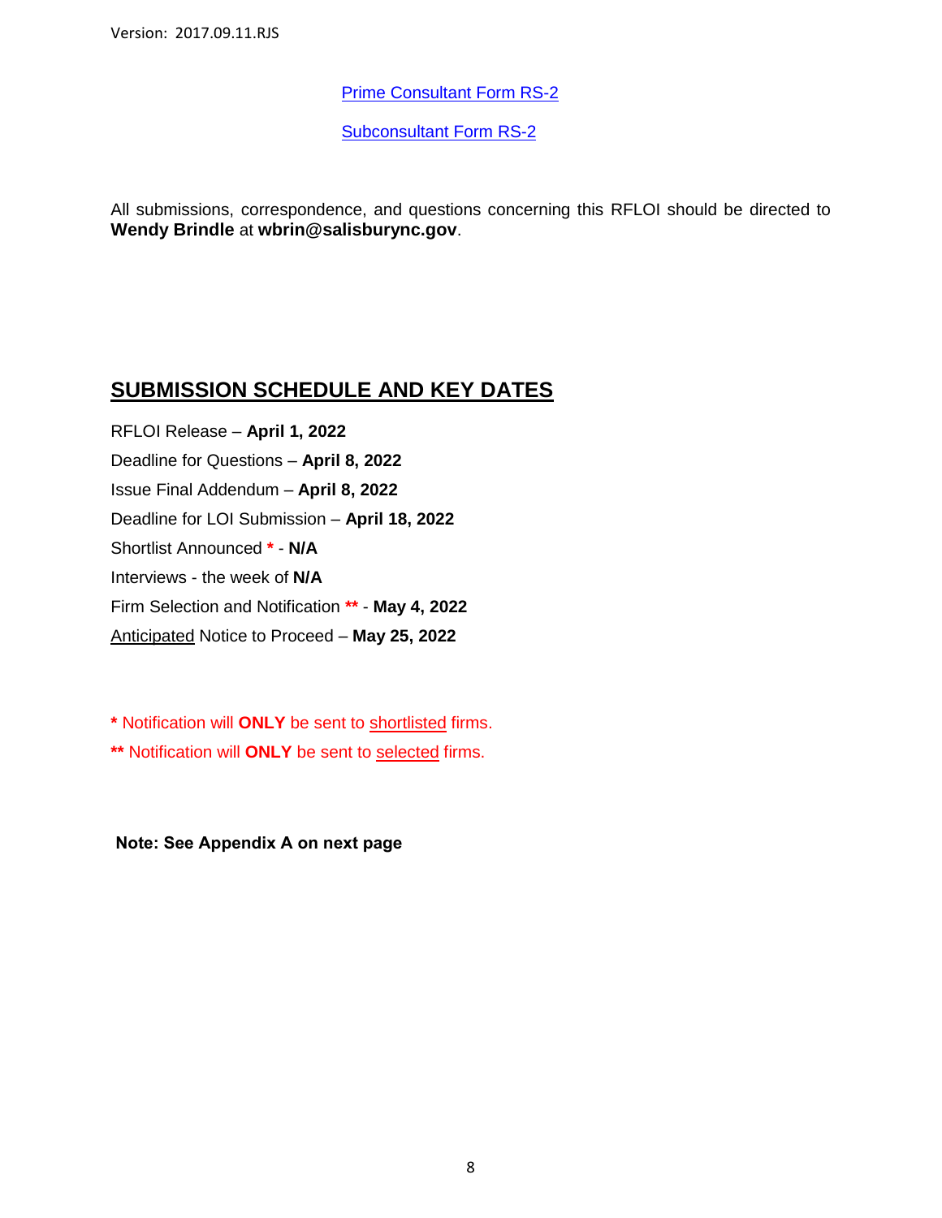Prime Consultant Form RS-2

Subconsultant Form RS-2

All submissions, correspondence, and questions concerning this RFLOI should be directed to **Wendy Brindle** at **wbrin@salisburync.gov**.

## SUBMISSION SCHEDULE AND KEY DATES

RFLOI Release – **April 1, 2022**

Deadline for Questions – **April 8, 2022**

Issue Final Addendum – **April 8, 2022**

Deadline for LOI Submission – **April 18, 2022**

Shortlist Announced * - **N/A**

Interviews - the week of **N/A**

Firm Selection and Notification ** - **May 4, 2022**

Anticipated Notice to Proceed – **May 25, 2022**

* Notification will **ONLY** be sent to shortlisted firms.

** Notification will **ONLY** be sent to selected firms.

**Note: See Appendix A on next page**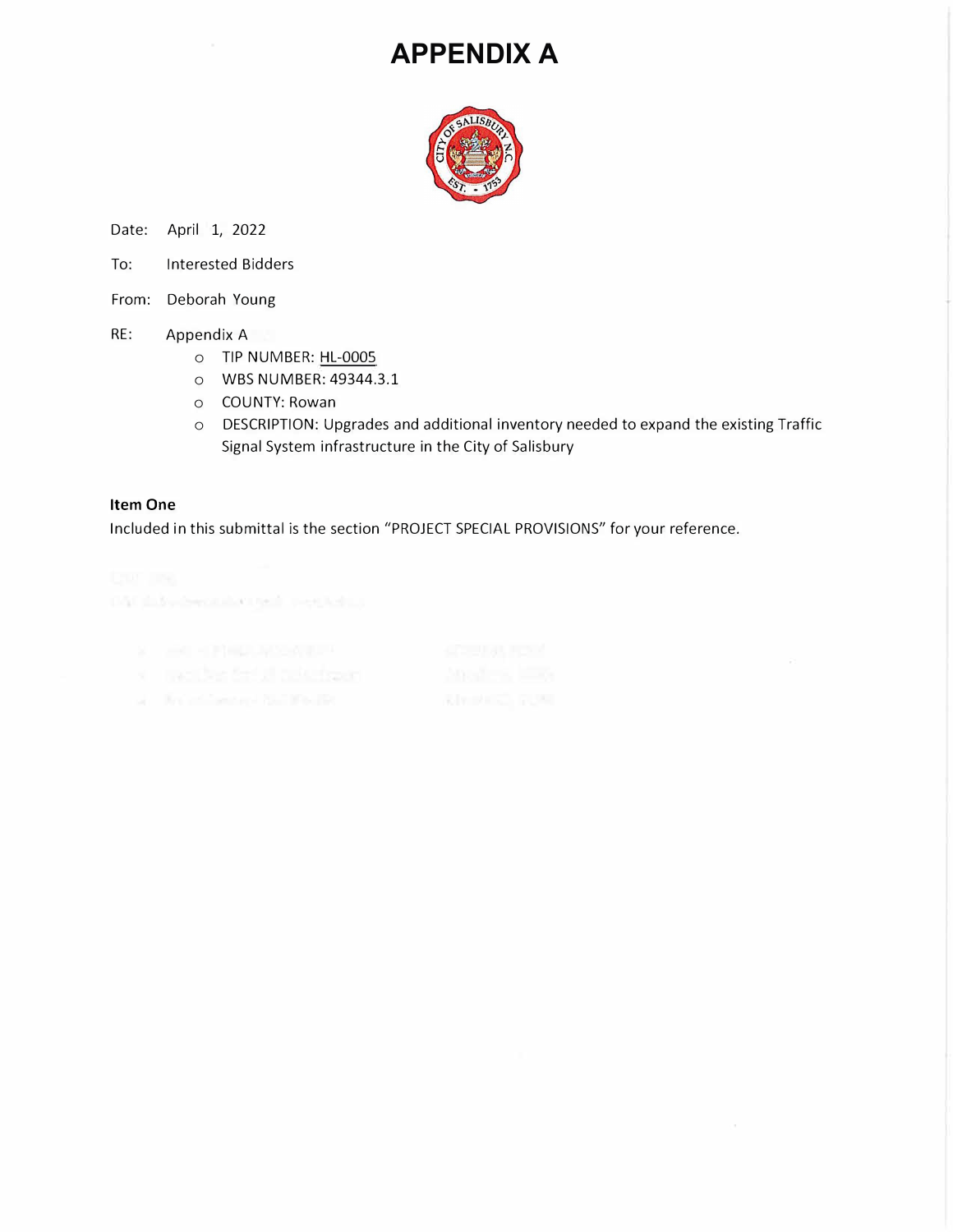# APPENDIX A

Date: April 1, 2022

To: Interested Bidders

From: Deborah Young

RE: Appendix A

- TIP NUMBER: HL-0005
- WBS NUMBER: 49344.3.1
- COUNTY: Rowan
- DESCRIPTION: Upgrades and additional inventory needed to expand the existing Traffic Signal System infrastructure in the City of Salisbury

**Item One**

Included in this submittal is the section "PROJECT SPECIAL PROVISIONS" for your reference.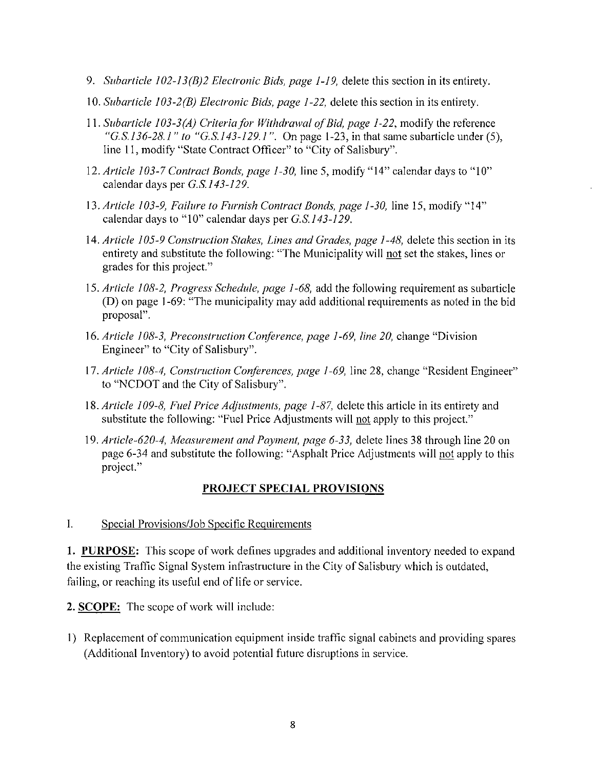9. *Subarticle 102-13(B)2 Electronic Bids, page 1-19,* delete this section in its entirety.
10. *Subarticle 103-2(B) Electronic Bids, page 1-22,* delete this section in its entirety.
11. *Subarticle 103-3(A) Criteria for Withdrawal of Bid, page 1-22,* modify the reference *"G.S.136-28.1" to "G.S.143-129.1".* On page 1-23, in that same subarticle under (5), line 11, modify "State Contract Officer" to "City of Salisbury".
12. *Article 103-7 Contract Bonds, page 1-30,* line 5, modify "14" calendar days to "10" calendar days per *G.S.143-129.*
13. *Article 103-9, Failure to Furnish Contract Bonds, page 1-30,* line 15, modify "14" calendar days to "10" calendar days per *G.S.143-129.*
14. *Article 105-9 Construction Stakes, Lines and Grades, page 1-48,* delete this section in its entirety and substitute the following: "The Municipality will not set the stakes, lines or grades for this project."
15. *Article 108-2, Progress Schedule, page 1-68,* add the following requirement as subarticle (D) on page 1-69: "The municipality may add additional requirements as noted in the bid proposal".
16. *Article 108-3, Preconstruction Conference, page 1-69, line 20,* change "Division Engineer" to "City of Salisbury".
17. *Article 108-4, Construction Conferences, page 1-69,* line 28, change "Resident Engineer" to "NCDOT and the City of Salisbury".
18. *Article 109-8, Fuel Price Adjustments, page 1-87,* delete this article in its entirety and substitute the following: "Fuel Price Adjustments will not apply to this project."
19. *Article-620-4, Measurement and Payment, page 6-33,* delete lines 38 through line 20 on page 6-34 and substitute the following: "Asphalt Price Adjustments will not apply to this project."

## PROJECT SPECIAL PROVISIONS

I. Special Provisions/Job Specific Requirements

**1. PURPOSE:** This scope of work defines upgrades and additional inventory needed to expand the existing Traffic Signal System infrastructure in the City of Salisbury which is outdated, failing, or reaching its useful end of life or service.

**2. SCOPE:** The scope of work will include:

1) Replacement of communication equipment inside traffic signal cabinets and providing spares (Additional Inventory) to avoid potential future disruptions in service.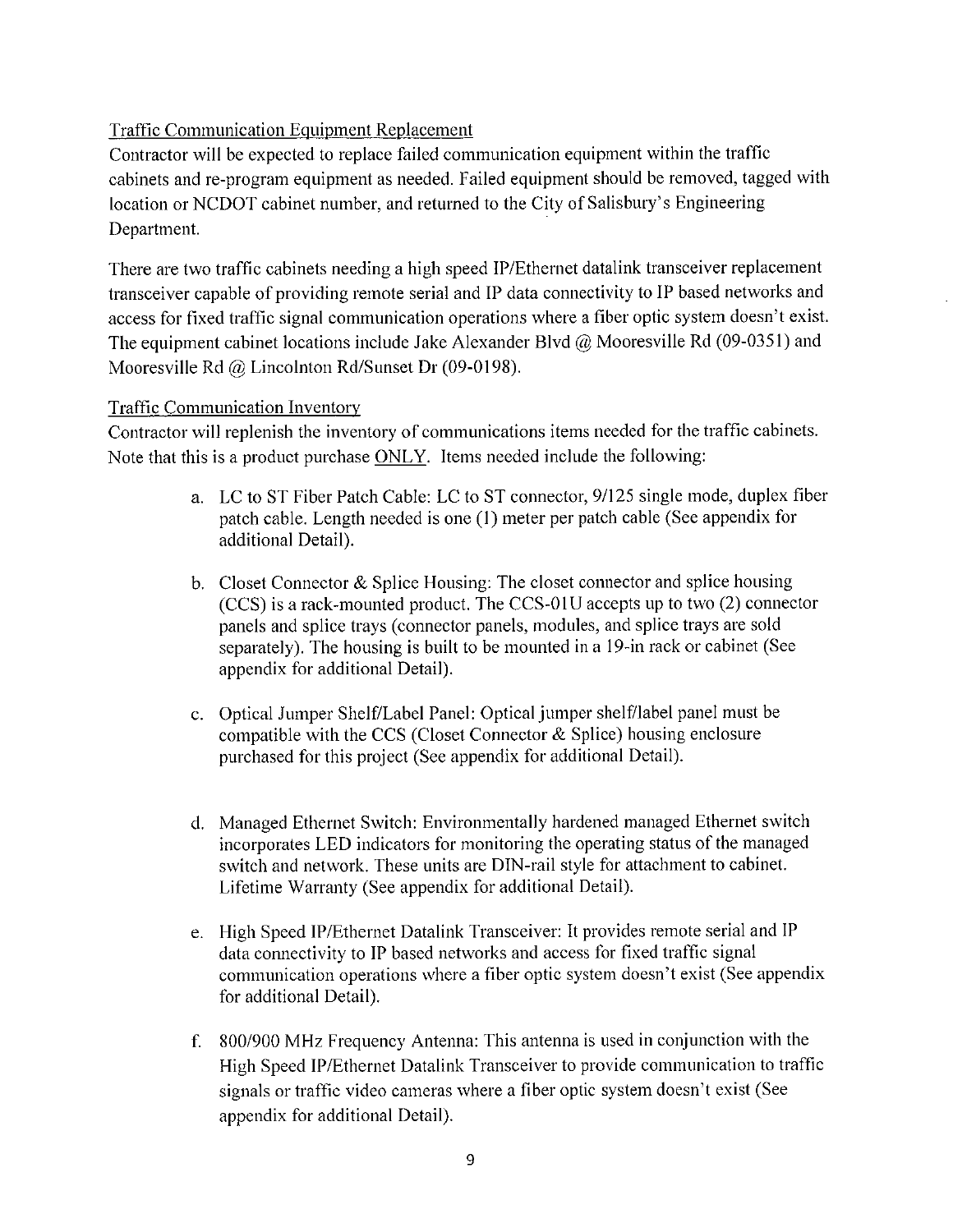Traffic Communication Equipment Replacement

Contractor will be expected to replace failed communication equipment within the traffic cabinets and re-program equipment as needed. Failed equipment should be removed, tagged with location or NCDOT cabinet number, and returned to the City of Salisbury's Engineering Department.

There are two traffic cabinets needing a high speed IP/Ethernet datalink transceiver replacement transceiver capable of providing remote serial and IP data connectivity to IP based networks and access for fixed traffic signal communication operations where a fiber optic system doesn't exist. The equipment cabinet locations include Jake Alexander Blvd @ Mooresville Rd (09-0351) and Mooresville Rd @ Lincolnton Rd/Sunset Dr (09-0198).

Traffic Communication Inventory

Contractor will replenish the inventory of communications items needed for the traffic cabinets. Note that this is a product purchase ONLY. Items needed include the following:

a. LC to ST Fiber Patch Cable: LC to ST connector, 9/125 single mode, duplex fiber patch cable. Length needed is one (1) meter per patch cable (See appendix for additional Detail).

b. Closet Connector & Splice Housing: The closet connector and splice housing (CCS) is a rack-mounted product. The CCS-01U accepts up to two (2) connector panels and splice trays (connector panels, modules, and splice trays are sold separately). The housing is built to be mounted in a 19-in rack or cabinet (See appendix for additional Detail).

c. Optical Jumper Shelf/Label Panel: Optical jumper shelf/label panel must be compatible with the CCS (Closet Connector & Splice) housing enclosure purchased for this project (See appendix for additional Detail).

d. Managed Ethernet Switch: Environmentally hardened managed Ethernet switch incorporates LED indicators for monitoring the operating status of the managed switch and network. These units are DIN-rail style for attachment to cabinet. Lifetime Warranty (See appendix for additional Detail).

e. High Speed IP/Ethernet Datalink Transceiver: It provides remote serial and IP data connectivity to IP based networks and access for fixed traffic signal communication operations where a fiber optic system doesn't exist (See appendix for additional Detail).

f. 800/900 MHz Frequency Antenna: This antenna is used in conjunction with the High Speed IP/Ethernet Datalink Transceiver to provide communication to traffic signals or traffic video cameras where a fiber optic system doesn't exist (See appendix for additional Detail).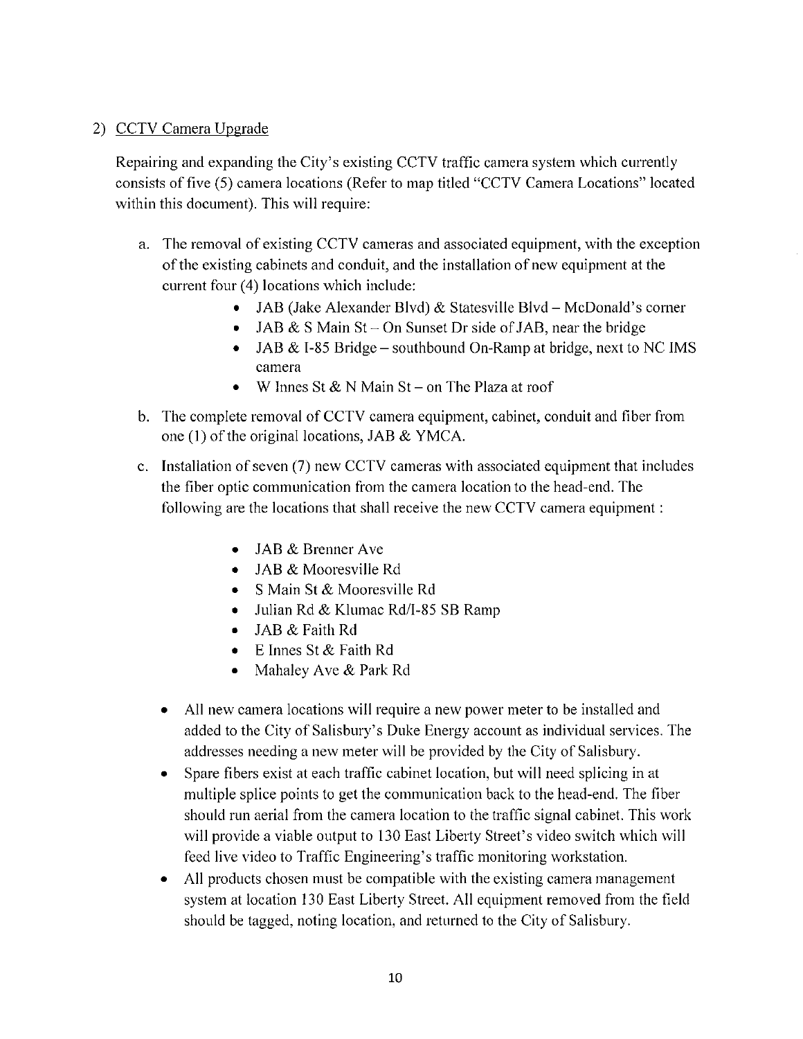2) <u>CCTV Camera Upgrade</u>

Repairing and expanding the City's existing CCTV traffic camera system which currently consists of five (5) camera locations (Refer to map titled "CCTV Camera Locations" located within this document). This will require:

a. The removal of existing CCTV cameras and associated equipment, with the exception of the existing cabinets and conduit, and the installation of new equipment at the current four (4) locations which include:
    - JAB (Jake Alexander Blvd) & Statesville Blvd – McDonald's corner
    - JAB & S Main St – On Sunset Dr side of JAB, near the bridge
    - JAB & I-85 Bridge – southbound On-Ramp at bridge, next to NC IMS camera
    - W Innes St & N Main St – on The Plaza at roof

b. The complete removal of CCTV camera equipment, cabinet, conduit and fiber from one (1) of the original locations, JAB & YMCA.

c. Installation of seven (7) new CCTV cameras with associated equipment that includes the fiber optic communication from the camera location to the head-end. The following are the locations that shall receive the new CCTV camera equipment :
    - JAB & Brenner Ave
    - JAB & Mooresville Rd
    - S Main St & Mooresville Rd
    - Julian Rd & Klumac Rd/I-85 SB Ramp
    - JAB & Faith Rd
    - E Innes St & Faith Rd
    - Mahaley Ave & Park Rd

- All new camera locations will require a new power meter to be installed and added to the City of Salisbury's Duke Energy account as individual services. The addresses needing a new meter will be provided by the City of Salisbury.
- Spare fibers exist at each traffic cabinet location, but will need splicing in at multiple splice points to get the communication back to the head-end. The fiber should run aerial from the camera location to the traffic signal cabinet. This work will provide a viable output to 130 East Liberty Street's video switch which will feed live video to Traffic Engineering's traffic monitoring workstation.
- All products chosen must be compatible with the existing camera management system at location 130 East Liberty Street. All equipment removed from the field should be tagged, noting location, and returned to the City of Salisbury.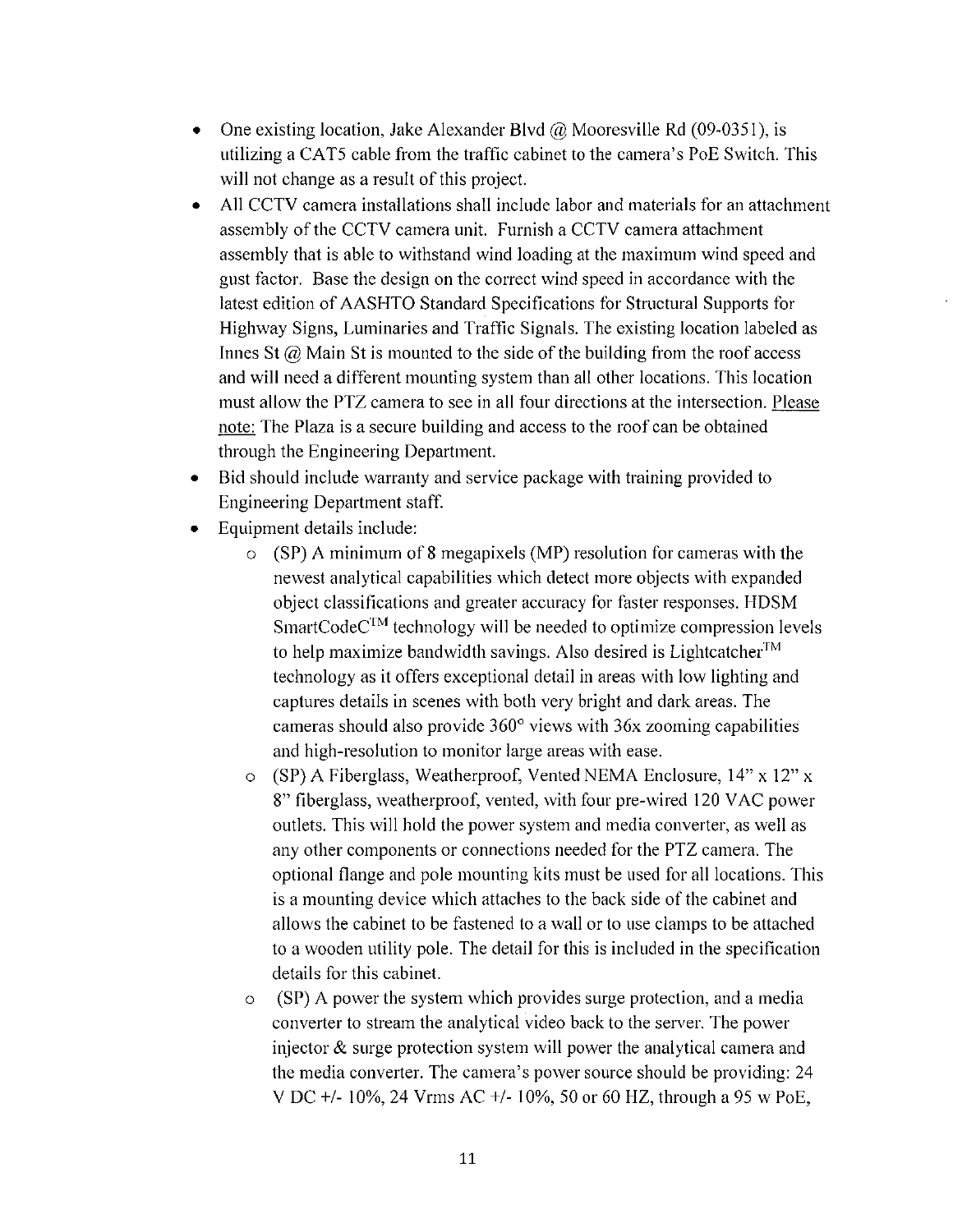- One existing location, Jake Alexander Blvd @ Mooresville Rd (09-0351), is utilizing a CAT5 cable from the traffic cabinet to the camera's PoE Switch. This will not change as a result of this project.
- All CCTV camera installations shall include labor and materials for an attachment assembly of the CCTV camera unit. Furnish a CCTV camera attachment assembly that is able to withstand wind loading at the maximum wind speed and gust factor. Base the design on the correct wind speed in accordance with the latest edition of AASHTO Standard Specifications for Structural Supports for Highway Signs, Luminaries and Traffic Signals. The existing location labeled as Innes St @ Main St is mounted to the side of the building from the roof access and will need a different mounting system than all other locations. This location must allow the PTZ camera to see in all four directions at the intersection. Please note: The Plaza is a secure building and access to the roof can be obtained through the Engineering Department.
- Bid should include warranty and service package with training provided to Engineering Department staff.
- Equipment details include:
    - (SP) A minimum of 8 megapixels (MP) resolution for cameras with the newest analytical capabilities which detect more objects with expanded object classifications and greater accuracy for faster responses. HDSM SmartCodeC™ technology will be needed to optimize compression levels to help maximize bandwidth savings. Also desired is Lightcatcher™ technology as it offers exceptional detail in areas with low lighting and captures details in scenes with both very bright and dark areas. The cameras should also provide 360° views with 36x zooming capabilities and high-resolution to monitor large areas with ease.
    - (SP) A Fiberglass, Weatherproof, Vented NEMA Enclosure, 14" x 12" x 8" fiberglass, weatherproof, vented, with four pre-wired 120 VAC power outlets. This will hold the power system and media converter, as well as any other components or connections needed for the PTZ camera. The optional flange and pole mounting kits must be used for all locations. This is a mounting device which attaches to the back side of the cabinet and allows the cabinet to be fastened to a wall or to use clamps to be attached to a wooden utility pole. The detail for this is included in the specification details for this cabinet.
    - (SP) A power the system which provides surge protection, and a media converter to stream the analytical video back to the server. The power injector & surge protection system will power the analytical camera and the media converter. The camera's power source should be providing: 24 V DC +/- 10%, 24 Vrms AC +/- 10%, 50 or 60 HZ, through a 95 w PoE,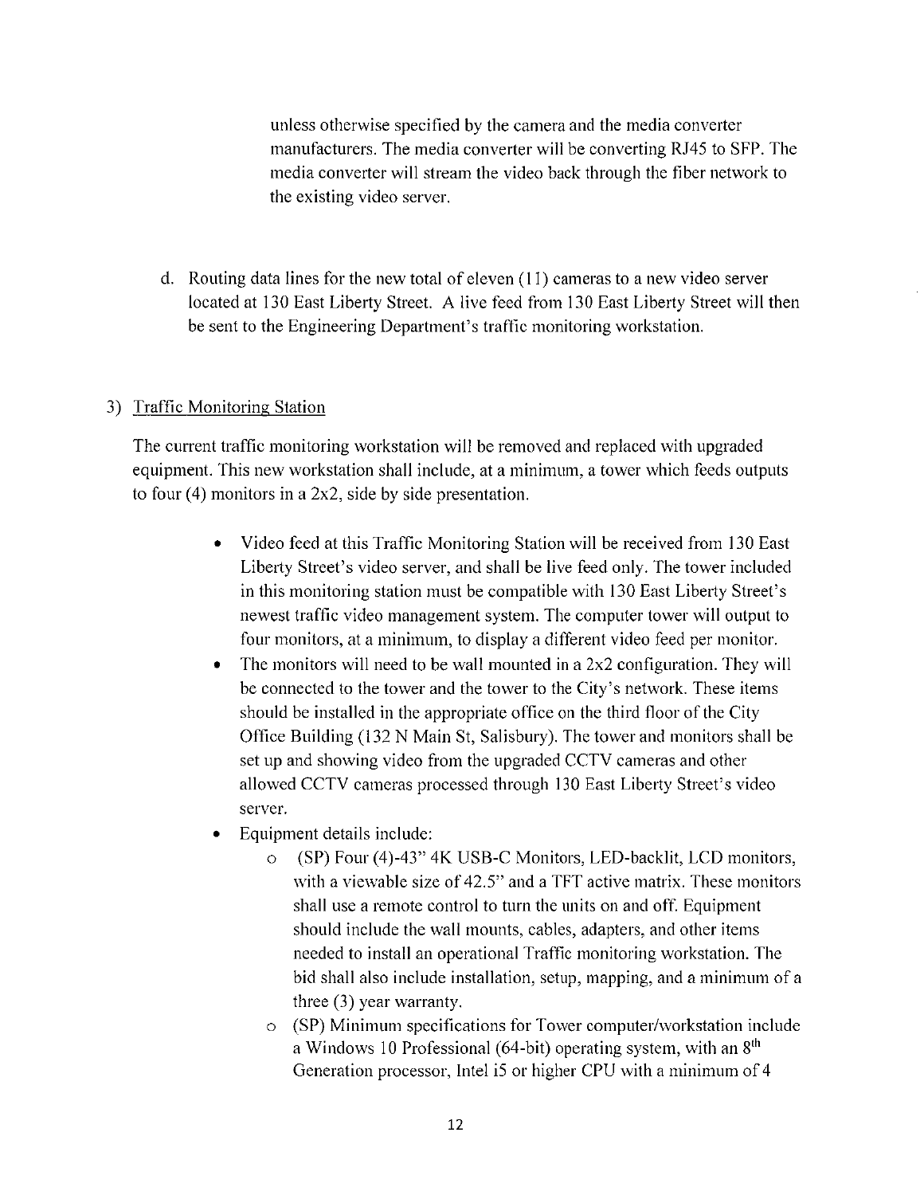unless otherwise specified by the camera and the media converter manufacturers. The media converter will be converting RJ45 to SFP. The media converter will stream the video back through the fiber network to the existing video server.

d. Routing data lines for the new total of eleven (11) cameras to a new video server located at 130 East Liberty Street. A live feed from 130 East Liberty Street will then be sent to the Engineering Department's traffic monitoring workstation.

3) Traffic Monitoring Station

The current traffic monitoring workstation will be removed and replaced with upgraded equipment. This new workstation shall include, at a minimum, a tower which feeds outputs to four (4) monitors in a 2x2, side by side presentation.

- Video feed at this Traffic Monitoring Station will be received from 130 East Liberty Street's video server, and shall be live feed only. The tower included in this monitoring station must be compatible with 130 East Liberty Street's newest traffic video management system. The computer tower will output to four monitors, at a minimum, to display a different video feed per monitor.
- The monitors will need to be wall mounted in a 2x2 configuration. They will be connected to the tower and the tower to the City's network. These items should be installed in the appropriate office on the third floor of the City Office Building (132 N Main St, Salisbury). The tower and monitors shall be set up and showing video from the upgraded CCTV cameras and other allowed CCTV cameras processed through 130 East Liberty Street's video server.
- Equipment details include:
  - (SP) Four (4)-43" 4K USB-C Monitors, LED-backlit, LCD monitors, with a viewable size of 42.5" and a TFT active matrix. These monitors shall use a remote control to turn the units on and off. Equipment should include the wall mounts, cables, adapters, and other items needed to install an operational Traffic monitoring workstation. The bid shall also include installation, setup, mapping, and a minimum of a three (3) year warranty.
  - (SP) Minimum specifications for Tower computer/workstation include a Windows 10 Professional (64-bit) operating system, with an 8th Generation processor, Intel i5 or higher CPU with a minimum of 4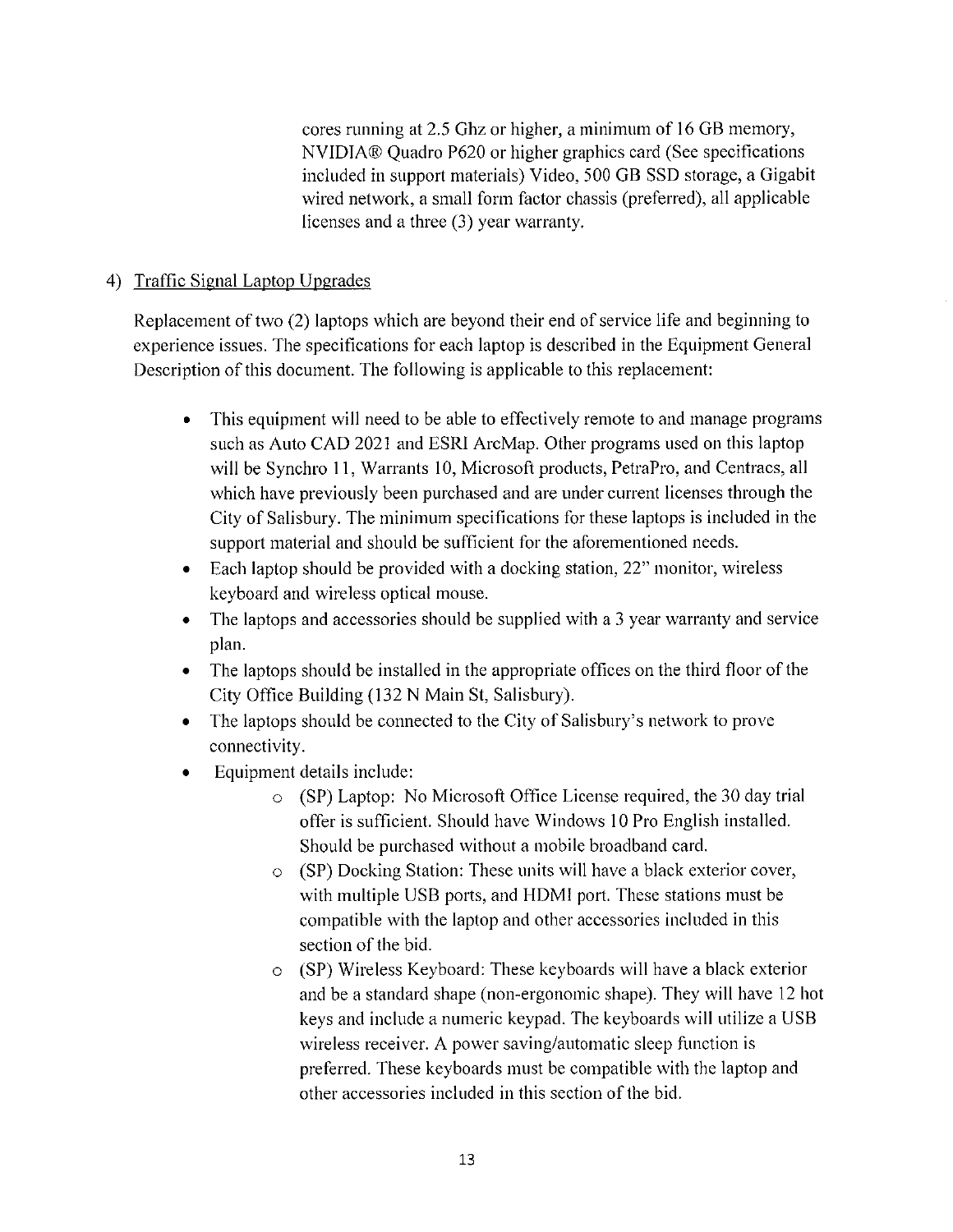cores running at 2.5 Ghz or higher, a minimum of 16 GB memory, NVIDIA® Quadro P620 or higher graphics card (See specifications included in support materials) Video, 500 GB SSD storage, a Gigabit wired network, a small form factor chassis (preferred), all applicable licenses and a three (3) year warranty.

4) <u>Traffic Signal Laptop Upgrades</u>

Replacement of two (2) laptops which are beyond their end of service life and beginning to experience issues. The specifications for each laptop is described in the Equipment General Description of this document. The following is applicable to this replacement:

- This equipment will need to be able to effectively remote to and manage programs such as Auto CAD 2021 and ESRI ArcMap. Other programs used on this laptop will be Synchro 11, Warrants 10, Microsoft products, PetraPro, and Centracs, all which have previously been purchased and are under current licenses through the City of Salisbury. The minimum specifications for these laptops is included in the support material and should be sufficient for the aforementioned needs.
- Each laptop should be provided with a docking station, 22" monitor, wireless keyboard and wireless optical mouse.
- The laptops and accessories should be supplied with a 3 year warranty and service plan.
- The laptops should be installed in the appropriate offices on the third floor of the City Office Building (132 N Main St, Salisbury).
- The laptops should be connected to the City of Salisbury's network to prove connectivity.
- Equipment details include:
  - (SP) Laptop: No Microsoft Office License required, the 30 day trial offer is sufficient. Should have Windows 10 Pro English installed. Should be purchased without a mobile broadband card.
  - (SP) Docking Station: These units will have a black exterior cover, with multiple USB ports, and HDMI port. These stations must be compatible with the laptop and other accessories included in this section of the bid.
  - (SP) Wireless Keyboard: These keyboards will have a black exterior and be a standard shape (non-ergonomic shape). They will have 12 hot keys and include a numeric keypad. The keyboards will utilize a USB wireless receiver. A power saving/automatic sleep function is preferred. These keyboards must be compatible with the laptop and other accessories included in this section of the bid.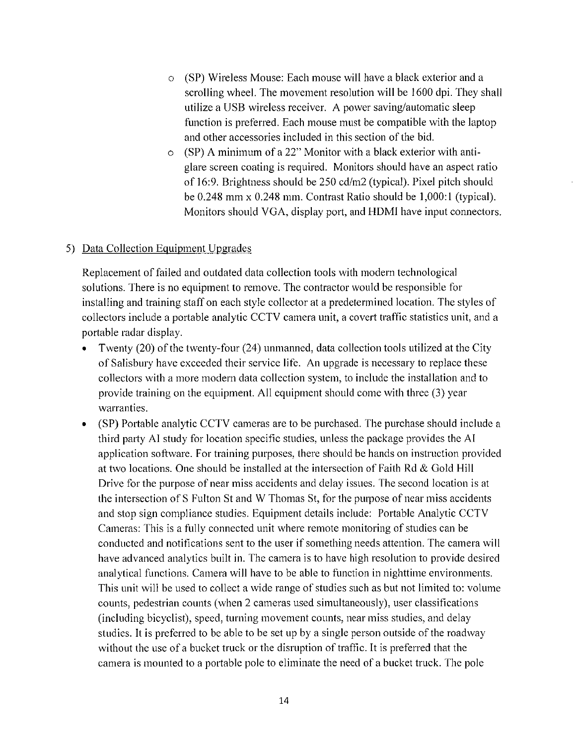- (SP) Wireless Mouse: Each mouse will have a black exterior and a scrolling wheel. The movement resolution will be 1600 dpi. They shall utilize a USB wireless receiver. A power saving/automatic sleep function is preferred. Each mouse must be compatible with the laptop and other accessories included in this section of the bid.
- (SP) A minimum of a 22" Monitor with a black exterior with anti-glare screen coating is required. Monitors should have an aspect ratio of 16:9. Brightness should be 250 cd/m2 (typical). Pixel pitch should be 0.248 mm x 0.248 mm. Contrast Ratio should be 1,000:1 (typical). Monitors should VGA, display port, and HDMI have input connectors.

5) Data Collection Equipment Upgrades

Replacement of failed and outdated data collection tools with modern technological solutions. There is no equipment to remove. The contractor would be responsible for installing and training staff on each style collector at a predetermined location. The styles of collectors include a portable analytic CCTV camera unit, a covert traffic statistics unit, and a portable radar display.

- Twenty (20) of the twenty-four (24) unmanned, data collection tools utilized at the City of Salisbury have exceeded their service life. An upgrade is necessary to replace these collectors with a more modern data collection system, to include the installation and to provide training on the equipment. All equipment should come with three (3) year warranties.
- (SP) Portable analytic CCTV cameras are to be purchased. The purchase should include a third party AI study for location specific studies, unless the package provides the AI application software. For training purposes, there should be hands on instruction provided at two locations. One should be installed at the intersection of Faith Rd & Gold Hill Drive for the purpose of near miss accidents and delay issues. The second location is at the intersection of S Fulton St and W Thomas St, for the purpose of near miss accidents and stop sign compliance studies. Equipment details include: Portable Analytic CCTV Cameras: This is a fully connected unit where remote monitoring of studies can be conducted and notifications sent to the user if something needs attention. The camera will have advanced analytics built in. The camera is to have high resolution to provide desired analytical functions. Camera will have to be able to function in nighttime environments. This unit will be used to collect a wide range of studies such as but not limited to: volume counts, pedestrian counts (when 2 cameras used simultaneously), user classifications (including bicyclist), speed, turning movement counts, near miss studies, and delay studies. It is preferred to be able to be set up by a single person outside of the roadway without the use of a bucket truck or the disruption of traffic. It is preferred that the camera is mounted to a portable pole to eliminate the need of a bucket truck. The pole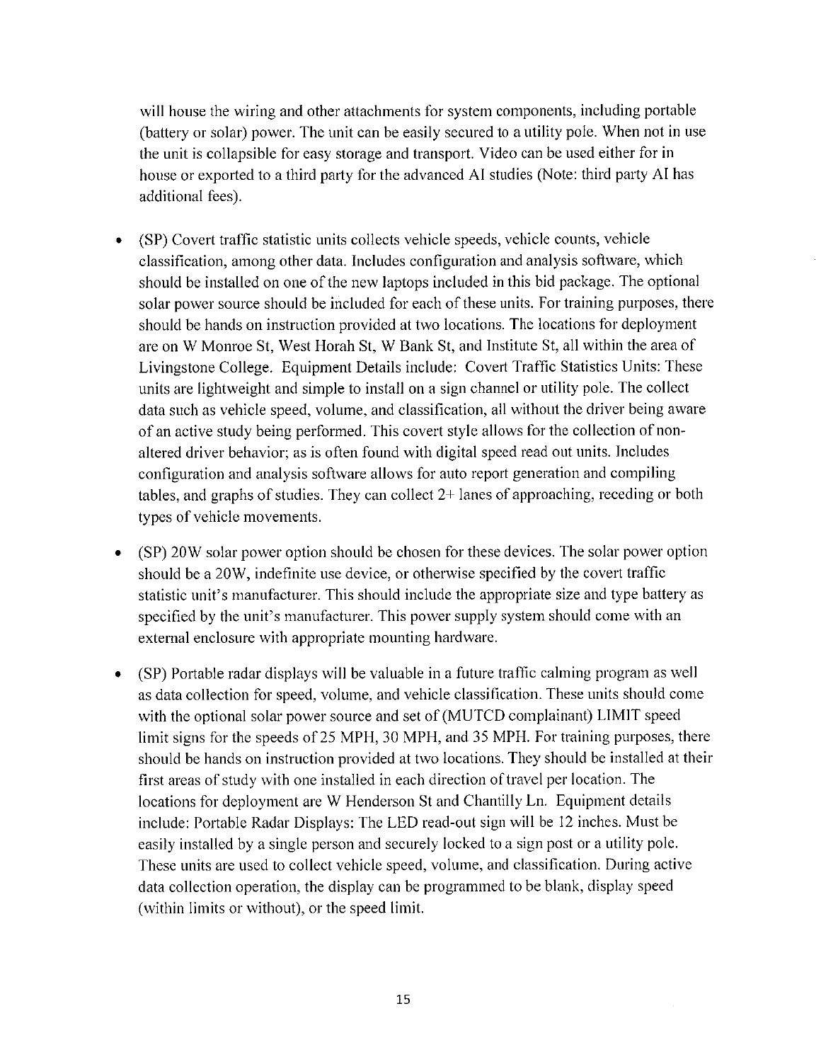will house the wiring and other attachments for system components, including portable (battery or solar) power. The unit can be easily secured to a utility pole. When not in use the unit is collapsible for easy storage and transport. Video can be used either for in house or exported to a third party for the advanced AI studies (Note: third party AI has additional fees).

- (SP) Covert traffic statistic units collects vehicle speeds, vehicle counts, vehicle classification, among other data. Includes configuration and analysis software, which should be installed on one of the new laptops included in this bid package. The optional solar power source should be included for each of these units. For training purposes, there should be hands on instruction provided at two locations. The locations for deployment are on W Monroe St, West Horah St, W Bank St, and Institute St, all within the area of Livingstone College. Equipment Details include: Covert Traffic Statistics Units: These units are lightweight and simple to install on a sign channel or utility pole. The collect data such as vehicle speed, volume, and classification, all without the driver being aware of an active study being performed. This covert style allows for the collection of non-altered driver behavior; as is often found with digital speed read out units. Includes configuration and analysis software allows for auto report generation and compiling tables, and graphs of studies. They can collect 2+ lanes of approaching, receding or both types of vehicle movements.

- (SP) 20W solar power option should be chosen for these devices. The solar power option should be a 20W, indefinite use device, or otherwise specified by the covert traffic statistic unit's manufacturer. This should include the appropriate size and type battery as specified by the unit's manufacturer. This power supply system should come with an external enclosure with appropriate mounting hardware.

- (SP) Portable radar displays will be valuable in a future traffic calming program as well as data collection for speed, volume, and vehicle classification. These units should come with the optional solar power source and set of (MUTCD complainant) LIMIT speed limit signs for the speeds of 25 MPH, 30 MPH, and 35 MPH. For training purposes, there should be hands on instruction provided at two locations. They should be installed at their first areas of study with one installed in each direction of travel per location. The locations for deployment are W Henderson St and Chantilly Ln. Equipment details include: Portable Radar Displays: The LED read-out sign will be 12 inches. Must be easily installed by a single person and securely locked to a sign post or a utility pole. These units are used to collect vehicle speed, volume, and classification. During active data collection operation, the display can be programmed to be blank, display speed (within limits or without), or the speed limit.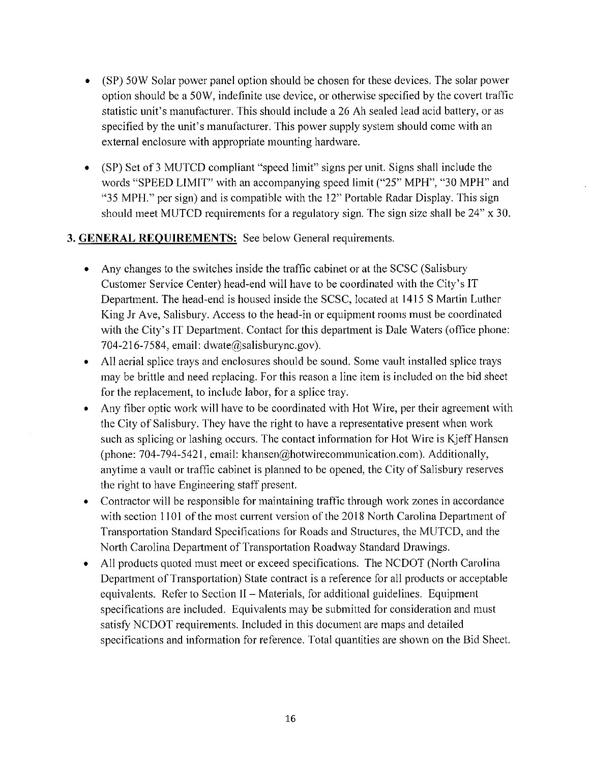- (SP) 50W Solar power panel option should be chosen for these devices. The solar power option should be a 50W, indefinite use device, or otherwise specified by the covert traffic statistic unit's manufacturer. This should include a 26 Ah sealed lead acid battery, or as specified by the unit's manufacturer. This power supply system should come with an external enclosure with appropriate mounting hardware.
- (SP) Set of 3 MUTCD compliant "speed limit" signs per unit. Signs shall include the words "SPEED LIMIT" with an accompanying speed limit ("25" MPH", "30 MPH" and "35 MPH." per sign) and is compatible with the 12" Portable Radar Display. This sign should meet MUTCD requirements for a regulatory sign. The sign size shall be 24" x 30.

**3. <u>GENERAL REQUIREMENTS:</u>** See below General requirements.

- Any changes to the switches inside the traffic cabinet or at the SCSC (Salisbury Customer Service Center) head-end will have to be coordinated with the City's IT Department. The head-end is housed inside the SCSC, located at 1415 S Martin Luther King Jr Ave, Salisbury. Access to the head-in or equipment rooms must be coordinated with the City's IT Department. Contact for this department is Dale Waters (office phone: 704-216-7584, email: dwate@salisburync.gov).
- All aerial splice trays and enclosures should be sound. Some vault installed splice trays may be brittle and need replacing. For this reason a line item is included on the bid sheet for the replacement, to include labor, for a splice tray.
- Any fiber optic work will have to be coordinated with Hot Wire, per their agreement with the City of Salisbury. They have the right to have a representative present when work such as splicing or lashing occurs. The contact information for Hot Wire is Kjeff Hansen (phone: 704-794-5421, email: khansen@hotwirecommunication.com). Additionally, anytime a vault or traffic cabinet is planned to be opened, the City of Salisbury reserves the right to have Engineering staff present.
- Contractor will be responsible for maintaining traffic through work zones in accordance with section 1101 of the most current version of the 2018 North Carolina Department of Transportation Standard Specifications for Roads and Structures, the MUTCD, and the North Carolina Department of Transportation Roadway Standard Drawings.
- All products quoted must meet or exceed specifications. The NCDOT (North Carolina Department of Transportation) State contract is a reference for all products or acceptable equivalents. Refer to Section II – Materials, for additional guidelines. Equipment specifications are included. Equivalents may be submitted for consideration and must satisfy NCDOT requirements. Included in this document are maps and detailed specifications and information for reference. Total quantities are shown on the Bid Sheet.